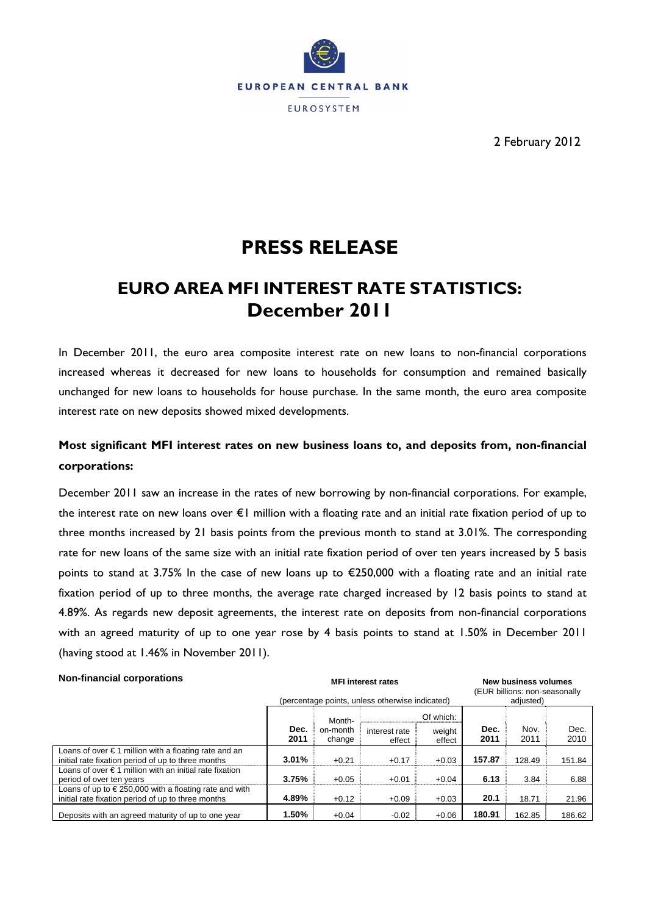EUROPEAN CENTRAL BANK

EUROSYSTEM

2 February 2012

# PRESS RELEASE

## EURO AREA MFI INTEREST RATE STATISTICS: December 2011

In December 2011, the euro area composite interest rate on new loans to non-financial corporations increased whereas it decreased for new loans to households for consumption and remained basically unchanged for new loans to households for house purchase. In the same month, the euro area composite interest rate on new deposits showed mixed developments.

### Most significant MFI interest rates on new business loans to, and deposits from, non-financial corporations:

December 2011 saw an increase in the rates of new borrowing by non-financial corporations. For example, the interest rate on new loans over €1 million with a floating rate and an initial rate fixation period of up to three months increased by 21 basis points from the previous month to stand at 3.01%. The corresponding rate for new loans of the same size with an initial rate fixation period of over ten years increased by 5 basis points to stand at 3.75% In the case of new loans up to €250,000 with a floating rate and an initial rate fixation period of up to three months, the average rate charged increased by 12 basis points to stand at 4.89%. As regards new deposit agreements, the interest rate on deposits from non-financial corporations with an agreed maturity of up to one year rose by 4 basis points to stand at 1.50% in December 2011 (having stood at 1.46% in November 2011).

| Non-financial corporations | MFI interest rates (percentage points, unless otherwise indicated) | | | | New business volumes (EUR billions: non-seasonally adjusted) | | |
|---|---|---|---|---|---|---|---|
| | | | Of which: | | | | |
| | Dec. 2011 | Month-on-month change | interest rate effect | weight effect | Dec. 2011 | Nov. 2011 | Dec. 2010 |
| Loans of over € 1 million with a floating rate and an initial rate fixation period of up to three months | **3.01%** | +0.21 | +0.17 | +0.03 | **157.87** | 128.49 | 151.84 |
| Loans of over € 1 million with an initial rate fixation period of over ten years | **3.75%** | +0.05 | +0.01 | +0.04 | **6.13** | 3.84 | 6.88 |
| Loans of up to € 250,000 with a floating rate and with initial rate fixation period of up to three months | **4.89%** | +0.12 | +0.09 | +0.03 | **20.1** | 18.71 | 21.96 |
| Deposits with an agreed maturity of up to one year | **1.50%** | +0.04 | -0.02 | +0.06 | **180.91** | 162.85 | 186.62 |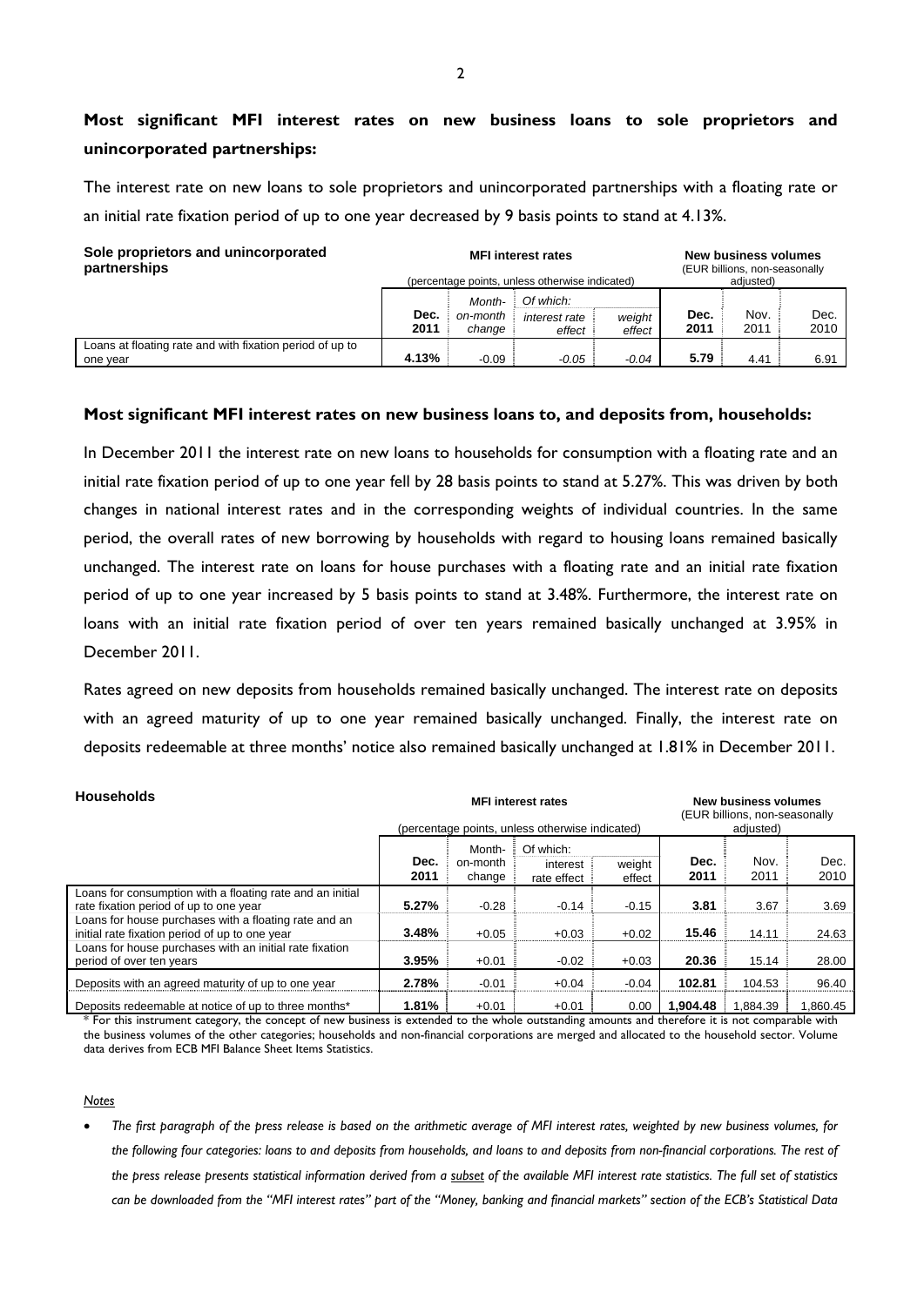**Most significant MFI interest rates on new business loans to sole proprietors and unincorporated partnerships:**

The interest rate on new loans to sole proprietors and unincorporated partnerships with a floating rate or an initial rate fixation period of up to one year decreased by 9 basis points to stand at 4.13%.

| Sole proprietors and unincorporated partnerships | MFI interest rates (percentage points, unless otherwise indicated) | | | | New business volumes (EUR billions, non-seasonally adjusted) | | |
|---|---|---|---|---|---|---|---|
| | Dec. 2011 | Month-on-month change | *Of which:* *interest rate effect* | *weight effect* | Dec. 2011 | Nov. 2011 | Dec. 2010 |
| Loans at floating rate and with fixation period of up to one year | **4.13%** | -0.09 | *-0.05* | *-0.04* | **5.79** | 4.41 | 6.91 |

**Most significant MFI interest rates on new business loans to, and deposits from, households:**

In December 2011 the interest rate on new loans to households for consumption with a floating rate and an initial rate fixation period of up to one year fell by 28 basis points to stand at 5.27%. This was driven by both changes in national interest rates and in the corresponding weights of individual countries. In the same period, the overall rates of new borrowing by households with regard to housing loans remained basically unchanged. The interest rate on loans for house purchases with a floating rate and an initial rate fixation period of up to one year increased by 5 basis points to stand at 3.48%. Furthermore, the interest rate on loans with an initial rate fixation period of over ten years remained basically unchanged at 3.95% in December 2011.

Rates agreed on new deposits from households remained basically unchanged. The interest rate on deposits with an agreed maturity of up to one year remained basically unchanged. Finally, the interest rate on deposits redeemable at three months' notice also remained basically unchanged at 1.81% in December 2011.

| Households | MFI interest rates (percentage points, unless otherwise indicated) | | | | New business volumes (EUR billions, non-seasonally adjusted) | | |
|---|---|---|---|---|---|---|---|
| | Dec. 2011 | Month-on-month change | Of which: interest rate effect | weight effect | Dec. 2011 | Nov. 2011 | Dec. 2010 |
| Loans for consumption with a floating rate and an initial rate fixation period of up to one year | **5.27%** | -0.28 | -0.14 | -0.15 | **3.81** | 3.67 | 3.69 |
| Loans for house purchases with a floating rate and an initial rate fixation period of up to one year | **3.48%** | +0.05 | +0.03 | +0.02 | **15.46** | 14.11 | 24.63 |
| Loans for house purchases with an initial rate fixation period of over ten years | **3.95%** | +0.01 | -0.02 | +0.03 | **20.36** | 15.14 | 28.00 |
| Deposits with an agreed maturity of up to one year | **2.78%** | -0.01 | +0.04 | -0.04 | **102.81** | 104.53 | 96.40 |
| Deposits redeemable at notice of up to three months* | **1.81%** | +0.01 | +0.01 | 0.00 | **1,904.48** | 1,884.39 | 1,860.45 |

\* For this instrument category, the concept of new business is extended to the whole outstanding amounts and therefore it is not comparable with the business volumes of the other categories; households and non-financial corporations are merged and allocated to the household sector. Volume data derives from ECB MFI Balance Sheet Items Statistics.

*Notes*

- *The first paragraph of the press release is based on the arithmetic average of MFI interest rates, weighted by new business volumes, for the following four categories: loans to and deposits from households, and loans to and deposits from non-financial corporations. The rest of the press release presents statistical information derived from a subset of the available MFI interest rate statistics. The full set of statistics can be downloaded from the "MFI interest rates" part of the "Money, banking and financial markets" section of the ECB's Statistical Data*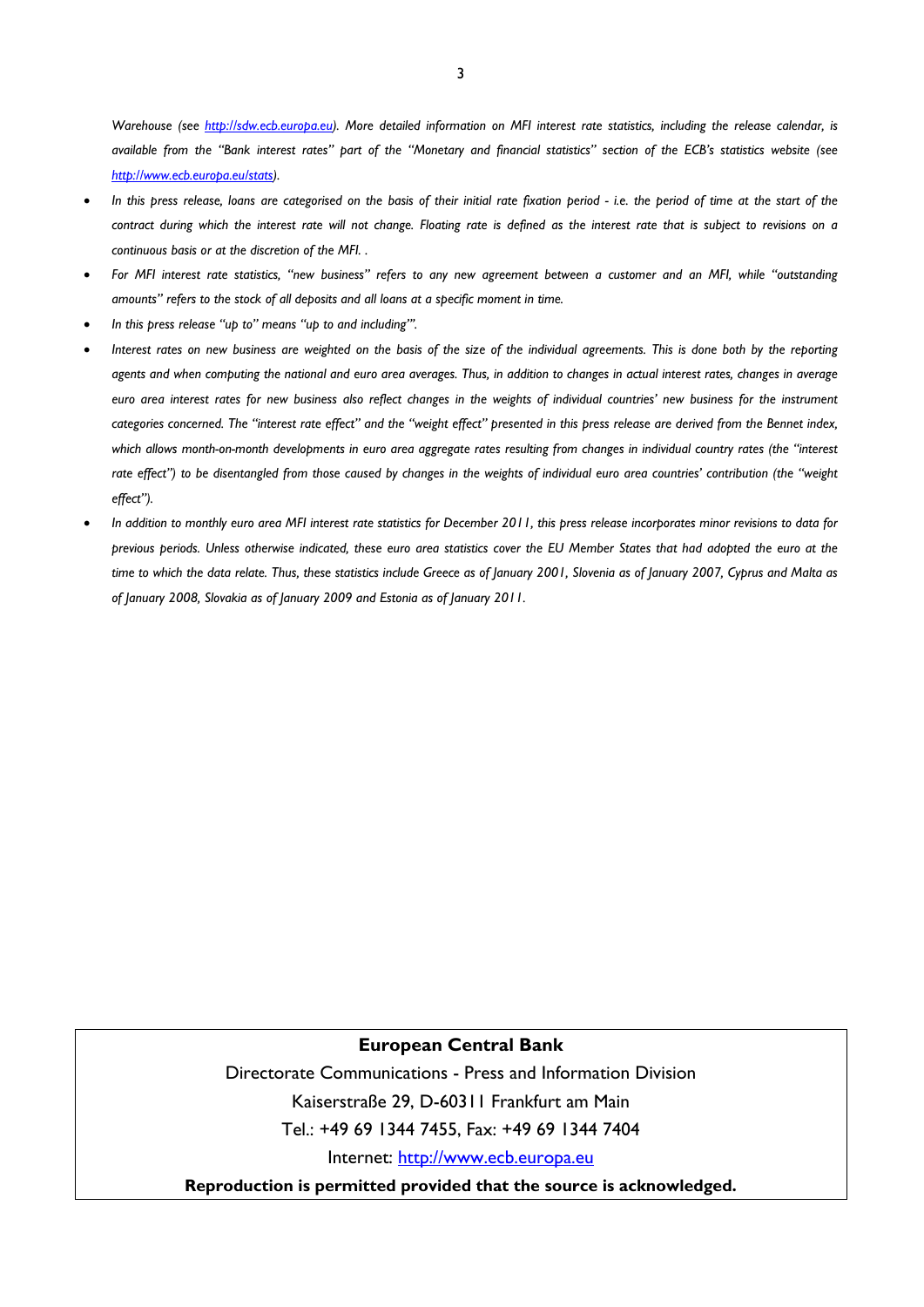*Warehouse (see [http://sdw.ecb.europa.eu](http://sdw.ecb.europa.eu)). More detailed information on MFI interest rate statistics, including the release calendar, is available from the "Bank interest rates" part of the "Monetary and financial statistics" section of the ECB's statistics website (see [http://www.ecb.europa.eu/stats](http://www.ecb.europa.eu/stats)).*

- *In this press release, loans are categorised on the basis of their initial rate fixation period - i.e. the period of time at the start of the contract during which the interest rate will not change. Floating rate is defined as the interest rate that is subject to revisions on a continuous basis or at the discretion of the MFI. .*
- *For MFI interest rate statistics, "new business" refers to any new agreement between a customer and an MFI, while "outstanding amounts" refers to the stock of all deposits and all loans at a specific moment in time.*
- *In this press release "up to" means "up to and including"'.*
- *Interest rates on new business are weighted on the basis of the size of the individual agreements. This is done both by the reporting agents and when computing the national and euro area averages. Thus, in addition to changes in actual interest rates, changes in average euro area interest rates for new business also reflect changes in the weights of individual countries' new business for the instrument categories concerned. The "interest rate effect" and the "weight effect" presented in this press release are derived from the Bennet index, which allows month-on-month developments in euro area aggregate rates resulting from changes in individual country rates (the "interest rate effect") to be disentangled from those caused by changes in the weights of individual euro area countries' contribution (the "weight effect").*
- *In addition to monthly euro area MFI interest rate statistics for December 2011, this press release incorporates minor revisions to data for previous periods. Unless otherwise indicated, these euro area statistics cover the EU Member States that had adopted the euro at the time to which the data relate. Thus, these statistics include Greece as of January 2001, Slovenia as of January 2007, Cyprus and Malta as of January 2008, Slovakia as of January 2009 and Estonia as of January 2011.*

**European Central Bank**

Directorate Communications - Press and Information Division

Kaiserstraße 29, D-60311 Frankfurt am Main

Tel.: +49 69 1344 7455, Fax: +49 69 1344 7404

Internet: [http://www.ecb.europa.eu](http://www.ecb.europa.eu)

**Reproduction is permitted provided that the source is acknowledged.**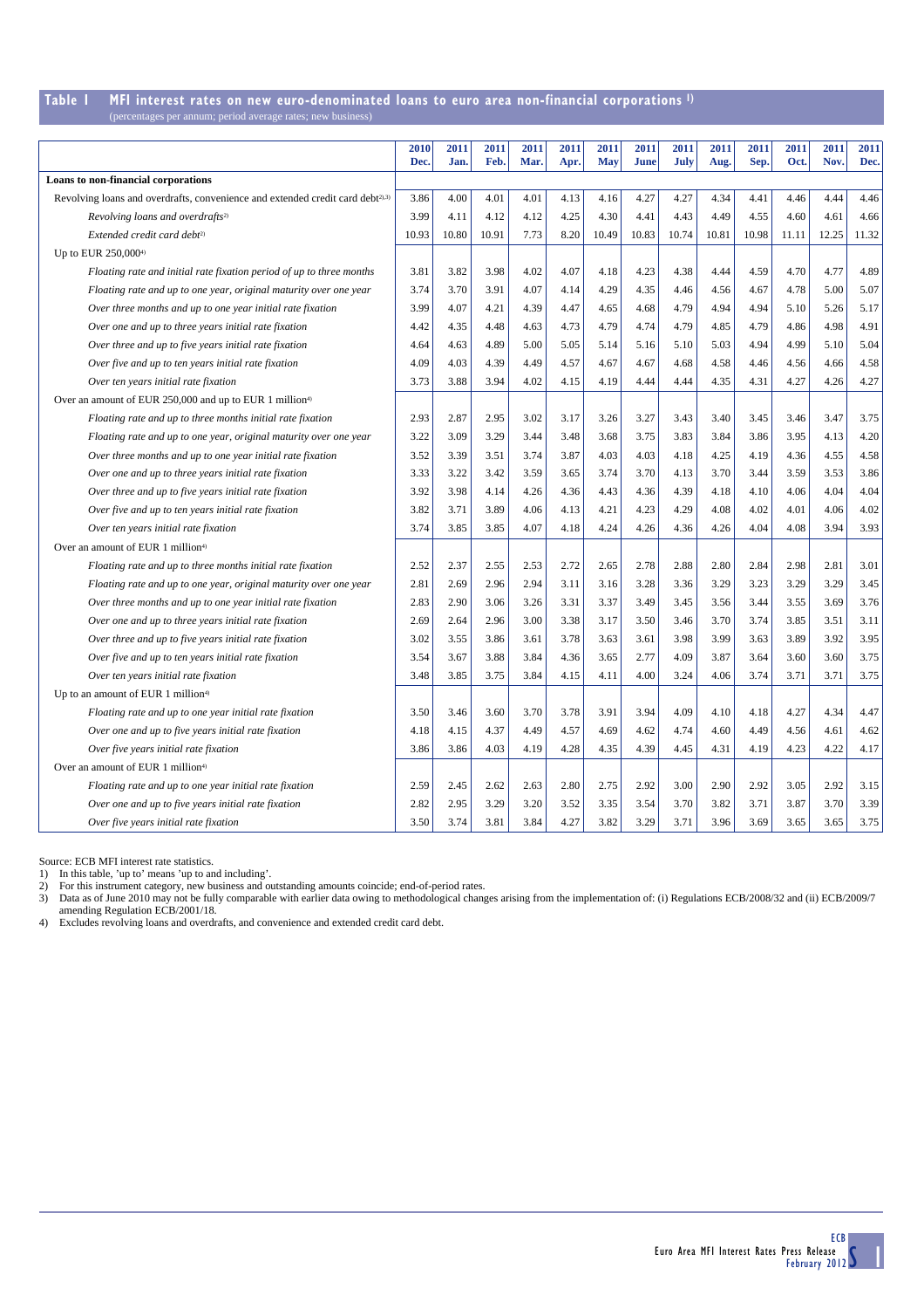## Table 1 MFI interest rates on new euro-denominated loans to euro area non-financial corporations [1]

(percentages per annum; period average rates; new business)

| | 2010 Dec. | 2011 Jan. | 2011 Feb. | 2011 Mar. | 2011 Apr. | 2011 May | 2011 June | 2011 July | 2011 Aug. | 2011 Sep. | 2011 Oct. | 2011 Nov. | 2011 Dec. |
|---|---|---|---|---|---|---|---|---|---|---|---|---|---|
| **Loans to non-financial corporations** | | | | | | | | | | | | | |
| Revolving loans and overdrafts, convenience and extended credit card debt[2),3)] | 3.86 | 4.00 | 4.01 | 4.01 | 4.13 | 4.16 | 4.27 | 4.27 | 4.34 | 4.41 | 4.46 | 4.44 | 4.46 |
| *Revolving loans and overdrafts[2)]* | 3.99 | 4.11 | 4.12 | 4.12 | 4.25 | 4.30 | 4.41 | 4.43 | 4.49 | 4.55 | 4.60 | 4.61 | 4.66 |
| *Extended credit card debt[2)]* | 10.93 | 10.80 | 10.91 | 7.73 | 8.20 | 10.49 | 10.83 | 10.74 | 10.81 | 10.98 | 11.11 | 12.25 | 11.32 |
| Up to EUR 250,000[4)] | | | | | | | | | | | | | |
| *Floating rate and initial rate fixation period of up to three months* | 3.81 | 3.82 | 3.98 | 4.02 | 4.07 | 4.18 | 4.23 | 4.38 | 4.44 | 4.59 | 4.70 | 4.77 | 4.89 |
| *Floating rate and up to one year, original maturity over one year* | 3.74 | 3.70 | 3.91 | 4.07 | 4.14 | 4.29 | 4.35 | 4.46 | 4.56 | 4.67 | 4.78 | 5.00 | 5.07 |
| *Over three months and up to one year initial rate fixation* | 3.99 | 4.07 | 4.21 | 4.39 | 4.47 | 4.65 | 4.68 | 4.79 | 4.94 | 4.94 | 5.10 | 5.26 | 5.17 |
| *Over one and up to three years initial rate fixation* | 4.42 | 4.35 | 4.48 | 4.63 | 4.73 | 4.79 | 4.74 | 4.79 | 4.85 | 4.79 | 4.86 | 4.98 | 4.91 |
| *Over three and up to five years initial rate fixation* | 4.64 | 4.63 | 4.89 | 5.00 | 5.05 | 5.14 | 5.16 | 5.10 | 5.03 | 4.94 | 4.99 | 5.10 | 5.04 |
| *Over five and up to ten years initial rate fixation* | 4.09 | 4.03 | 4.39 | 4.49 | 4.57 | 4.67 | 4.67 | 4.68 | 4.58 | 4.46 | 4.56 | 4.66 | 4.58 |
| *Over ten years initial rate fixation* | 3.73 | 3.88 | 3.94 | 4.02 | 4.15 | 4.19 | 4.44 | 4.44 | 4.35 | 4.31 | 4.27 | 4.26 | 4.27 |
| Over an amount of EUR 250,000 and up to EUR 1 million[4)] | | | | | | | | | | | | | |
| *Floating rate and up to three months initial rate fixation* | 2.93 | 2.87 | 2.95 | 3.02 | 3.17 | 3.26 | 3.27 | 3.43 | 3.40 | 3.45 | 3.46 | 3.47 | 3.75 |
| *Floating rate and up to one year, original maturity over one year* | 3.22 | 3.09 | 3.29 | 3.44 | 3.48 | 3.68 | 3.75 | 3.83 | 3.84 | 3.86 | 3.95 | 4.13 | 4.20 |
| *Over three months and up to one year initial rate fixation* | 3.52 | 3.39 | 3.51 | 3.74 | 3.87 | 4.03 | 4.03 | 4.18 | 4.25 | 4.19 | 4.36 | 4.55 | 4.58 |
| *Over one and up to three years initial rate fixation* | 3.33 | 3.22 | 3.42 | 3.59 | 3.65 | 3.74 | 3.70 | 4.13 | 3.70 | 3.44 | 3.59 | 3.53 | 3.86 |
| *Over three and up to five years initial rate fixation* | 3.92 | 3.98 | 4.14 | 4.26 | 4.36 | 4.43 | 4.36 | 4.39 | 4.18 | 4.10 | 4.06 | 4.04 | 4.04 |
| *Over five and up to ten years initial rate fixation* | 3.82 | 3.71 | 3.89 | 4.06 | 4.13 | 4.21 | 4.23 | 4.29 | 4.08 | 4.02 | 4.01 | 4.06 | 4.02 |
| *Over ten years initial rate fixation* | 3.74 | 3.85 | 3.85 | 4.07 | 4.18 | 4.24 | 4.26 | 4.36 | 4.26 | 4.04 | 4.08 | 3.94 | 3.93 |
| Over an amount of EUR 1 million[4)] | | | | | | | | | | | | | |
| *Floating rate and up to three months initial rate fixation* | 2.52 | 2.37 | 2.55 | 2.53 | 2.72 | 2.65 | 2.78 | 2.88 | 2.80 | 2.84 | 2.98 | 2.81 | 3.01 |
| *Floating rate and up to one year, original maturity over one year* | 2.81 | 2.69 | 2.96 | 2.94 | 3.11 | 3.16 | 3.28 | 3.36 | 3.29 | 3.23 | 3.29 | 3.29 | 3.45 |
| *Over three months and up to one year initial rate fixation* | 2.83 | 2.90 | 3.06 | 3.26 | 3.31 | 3.37 | 3.49 | 3.45 | 3.56 | 3.44 | 3.55 | 3.69 | 3.76 |
| *Over one and up to three years initial rate fixation* | 2.69 | 2.64 | 2.96 | 3.00 | 3.38 | 3.17 | 3.50 | 3.46 | 3.70 | 3.74 | 3.85 | 3.51 | 3.11 |
| *Over three and up to five years initial rate fixation* | 3.02 | 3.55 | 3.86 | 3.61 | 3.78 | 3.63 | 3.61 | 3.98 | 3.99 | 3.63 | 3.89 | 3.92 | 3.95 |
| *Over five and up to ten years initial rate fixation* | 3.54 | 3.67 | 3.88 | 3.84 | 4.36 | 3.65 | 2.77 | 4.09 | 3.87 | 3.64 | 3.60 | 3.60 | 3.75 |
| *Over ten years initial rate fixation* | 3.48 | 3.85 | 3.75 | 3.84 | 4.15 | 4.11 | 4.00 | 3.24 | 4.06 | 3.74 | 3.71 | 3.71 | 3.75 |
| Up to an amount of EUR 1 million[4)] | | | | | | | | | | | | | |
| *Floating rate and up to one year initial rate fixation* | 3.50 | 3.46 | 3.60 | 3.70 | 3.78 | 3.91 | 3.94 | 4.09 | 4.10 | 4.18 | 4.27 | 4.34 | 4.47 |
| *Over one and up to five years initial rate fixation* | 4.18 | 4.15 | 4.37 | 4.49 | 4.57 | 4.69 | 4.62 | 4.74 | 4.60 | 4.49 | 4.56 | 4.61 | 4.62 |
| *Over five years initial rate fixation* | 3.86 | 3.86 | 4.03 | 4.19 | 4.28 | 4.35 | 4.39 | 4.45 | 4.31 | 4.19 | 4.23 | 4.22 | 4.17 |
| Over an amount of EUR 1 million[4)] | | | | | | | | | | | | | |
| *Floating rate and up to one year initial rate fixation* | 2.59 | 2.45 | 2.62 | 2.63 | 2.80 | 2.75 | 2.92 | 3.00 | 2.90 | 2.92 | 3.05 | 2.92 | 3.15 |
| *Over one and up to five years initial rate fixation* | 2.82 | 2.95 | 3.29 | 3.20 | 3.52 | 3.35 | 3.54 | 3.70 | 3.82 | 3.71 | 3.87 | 3.70 | 3.39 |
| *Over five years initial rate fixation* | 3.50 | 3.74 | 3.81 | 3.84 | 4.27 | 3.82 | 3.29 | 3.71 | 3.96 | 3.69 | 3.65 | 3.65 | 3.75 |

Source: ECB MFI interest rate statistics.

1) In this table, 'up to' means 'up to and including'.
2) For this instrument category, new business and outstanding amounts coincide; end-of-period rates.
3) Data as of June 2010 may not be fully comparable with earlier data owing to methodological changes arising from the implementation of: (i) Regulations ECB/2008/32 and (ii) ECB/2009/7 amending Regulation ECB/2001/18.
4) Excludes revolving loans and overdrafts, and convenience and extended credit card debt.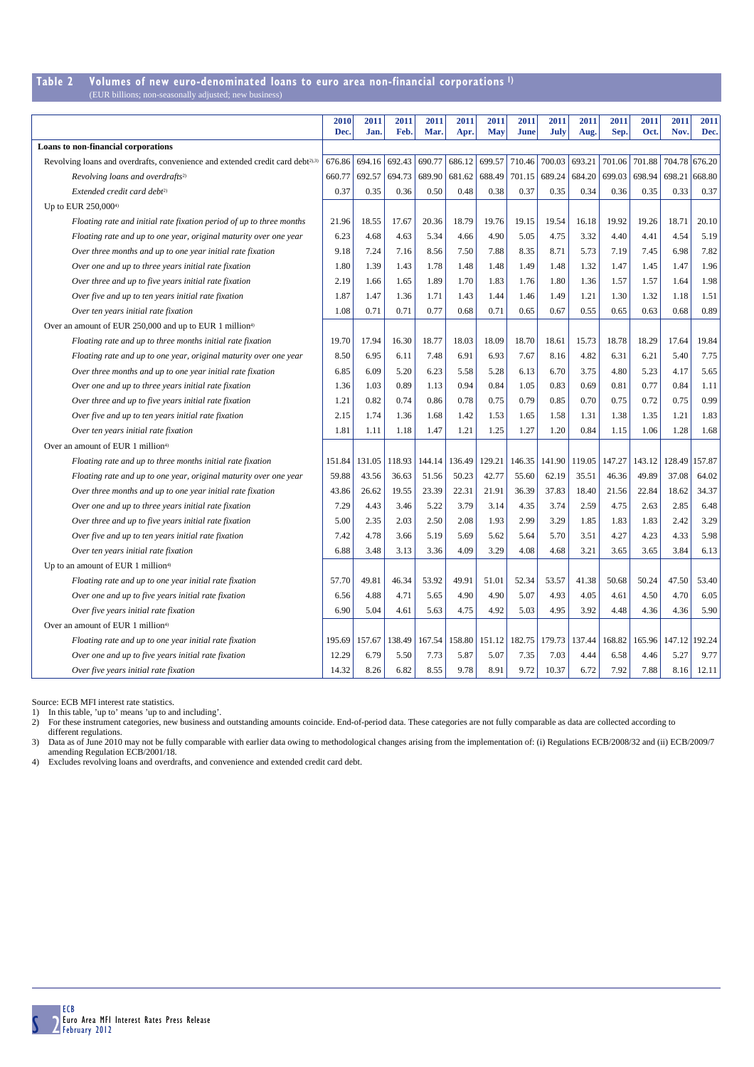## Table 2 Volumes of new euro-denominated loans to euro area non-financial corporations [1]

(EUR billions; non-seasonally adjusted; new business)

| | 2010 Dec. | 2011 Jan. | 2011 Feb. | 2011 Mar. | 2011 Apr. | 2011 May | 2011 June | 2011 July | 2011 Aug. | 2011 Sep. | 2011 Oct. | 2011 Nov. | 2011 Dec. |
|---|---|---|---|---|---|---|---|---|---|---|---|---|---|
| **Loans to non-financial corporations** | | | | | | | | | | | | | |
| Revolving loans and overdrafts, convenience and extended credit card debt[2),3)] | 676.86 | 694.16 | 692.43 | 690.77 | 686.12 | 699.57 | 710.46 | 700.03 | 693.21 | 701.06 | 701.88 | 704.78 | 676.20 |
| *Revolving loans and overdrafts[2)]* | 660.77 | 692.57 | 694.73 | 689.90 | 681.62 | 688.49 | 701.15 | 689.24 | 684.20 | 699.03 | 698.94 | 698.21 | 668.80 |
| *Extended credit card debt[2)]* | 0.37 | 0.35 | 0.36 | 0.50 | 0.48 | 0.38 | 0.37 | 0.35 | 0.34 | 0.36 | 0.35 | 0.33 | 0.37 |
| Up to EUR 250,000[4)] | | | | | | | | | | | | | |
| *Floating rate and initial rate fixation period of up to three months* | 21.96 | 18.55 | 17.67 | 20.36 | 18.79 | 19.76 | 19.15 | 19.54 | 16.18 | 19.92 | 19.26 | 18.71 | 20.10 |
| *Floating rate and up to one year, original maturity over one year* | 6.23 | 4.68 | 4.63 | 5.34 | 4.66 | 4.90 | 5.05 | 4.75 | 3.32 | 4.40 | 4.41 | 4.54 | 5.19 |
| *Over three months and up to one year initial rate fixation* | 9.18 | 7.24 | 7.16 | 8.56 | 7.50 | 7.88 | 8.35 | 8.71 | 5.73 | 7.19 | 7.45 | 6.98 | 7.82 |
| *Over one and up to three years initial rate fixation* | 1.80 | 1.39 | 1.43 | 1.78 | 1.48 | 1.48 | 1.49 | 1.48 | 1.32 | 1.47 | 1.45 | 1.47 | 1.96 |
| *Over three and up to five years initial rate fixation* | 2.19 | 1.66 | 1.65 | 1.89 | 1.70 | 1.83 | 1.76 | 1.80 | 1.36 | 1.57 | 1.57 | 1.64 | 1.98 |
| *Over five and up to ten years initial rate fixation* | 1.87 | 1.47 | 1.36 | 1.71 | 1.43 | 1.44 | 1.46 | 1.49 | 1.21 | 1.30 | 1.32 | 1.18 | 1.51 |
| *Over ten years initial rate fixation* | 1.08 | 0.71 | 0.71 | 0.77 | 0.68 | 0.71 | 0.65 | 0.67 | 0.55 | 0.65 | 0.63 | 0.68 | 0.89 |
| Over an amount of EUR 250,000 and up to EUR 1 million[4)] | | | | | | | | | | | | | |
| *Floating rate and up to three months initial rate fixation* | 19.70 | 17.94 | 16.30 | 18.77 | 18.03 | 18.09 | 18.70 | 18.61 | 15.73 | 18.78 | 18.29 | 17.64 | 19.84 |
| *Floating rate and up to one year, original maturity over one year* | 8.50 | 6.95 | 6.11 | 7.48 | 6.91 | 6.93 | 7.67 | 8.16 | 4.82 | 6.31 | 6.21 | 5.40 | 7.75 |
| *Over three months and up to one year initial rate fixation* | 6.85 | 6.09 | 5.20 | 6.23 | 5.58 | 5.28 | 6.13 | 6.70 | 3.75 | 4.80 | 5.23 | 4.17 | 5.65 |
| *Over one and up to three years initial rate fixation* | 1.36 | 1.03 | 0.89 | 1.13 | 0.94 | 0.84 | 1.05 | 0.83 | 0.69 | 0.81 | 0.77 | 0.84 | 1.11 |
| *Over three and up to five years initial rate fixation* | 1.21 | 0.82 | 0.74 | 0.86 | 0.78 | 0.75 | 0.79 | 0.85 | 0.70 | 0.75 | 0.72 | 0.75 | 0.99 |
| *Over five and up to ten years initial rate fixation* | 2.15 | 1.74 | 1.36 | 1.68 | 1.42 | 1.53 | 1.65 | 1.58 | 1.31 | 1.38 | 1.35 | 1.21 | 1.83 |
| *Over ten years initial rate fixation* | 1.81 | 1.11 | 1.18 | 1.47 | 1.21 | 1.25 | 1.27 | 1.20 | 0.84 | 1.15 | 1.06 | 1.28 | 1.68 |
| Over an amount of EUR 1 million[4)] | | | | | | | | | | | | | |
| *Floating rate and up to three months initial rate fixation* | 151.84 | 131.05 | 118.93 | 144.14 | 136.49 | 129.21 | 146.35 | 141.90 | 119.05 | 147.27 | 143.12 | 128.49 | 157.87 |
| *Floating rate and up to one year, original maturity over one year* | 59.88 | 43.56 | 36.63 | 51.56 | 50.23 | 42.77 | 55.60 | 62.19 | 35.51 | 46.36 | 49.89 | 37.08 | 64.02 |
| *Over three months and up to one year initial rate fixation* | 43.86 | 26.62 | 19.55 | 23.39 | 22.31 | 21.91 | 36.39 | 37.83 | 18.40 | 21.56 | 22.84 | 18.62 | 34.37 |
| *Over one and up to three years initial rate fixation* | 7.29 | 4.43 | 3.46 | 5.22 | 3.79 | 3.14 | 4.35 | 3.74 | 2.59 | 4.75 | 2.63 | 2.85 | 6.48 |
| *Over three and up to five years initial rate fixation* | 5.00 | 2.35 | 2.03 | 2.50 | 2.08 | 1.93 | 2.99 | 3.29 | 1.85 | 1.83 | 1.83 | 2.42 | 3.29 |
| *Over five and up to ten years initial rate fixation* | 7.42 | 4.78 | 3.66 | 5.19 | 5.69 | 5.62 | 5.64 | 5.70 | 3.51 | 4.27 | 4.23 | 4.33 | 5.98 |
| *Over ten years initial rate fixation* | 6.88 | 3.48 | 3.13 | 3.36 | 4.09 | 3.29 | 4.08 | 4.68 | 3.21 | 3.65 | 3.65 | 3.84 | 6.13 |
| Up to an amount of EUR 1 million[4)] | | | | | | | | | | | | | |
| *Floating rate and up to one year initial rate fixation* | 57.70 | 49.81 | 46.34 | 53.92 | 49.91 | 51.01 | 52.34 | 53.57 | 41.38 | 50.68 | 50.24 | 47.50 | 53.40 |
| *Over one and up to five years initial rate fixation* | 6.56 | 4.88 | 4.71 | 5.65 | 4.90 | 4.90 | 5.07 | 4.93 | 4.05 | 4.61 | 4.50 | 4.70 | 6.05 |
| *Over five years initial rate fixation* | 6.90 | 5.04 | 4.61 | 5.63 | 4.75 | 4.92 | 5.03 | 4.95 | 3.92 | 4.48 | 4.36 | 4.36 | 5.90 |
| Over an amount of EUR 1 million[4)] | | | | | | | | | | | | | |
| *Floating rate and up to one year initial rate fixation* | 195.69 | 157.67 | 138.49 | 167.54 | 158.80 | 151.12 | 182.75 | 179.73 | 137.44 | 168.82 | 165.96 | 147.12 | 192.24 |
| *Over one and up to five years initial rate fixation* | 12.29 | 6.79 | 5.50 | 7.73 | 5.87 | 5.07 | 7.35 | 7.03 | 4.44 | 6.58 | 4.46 | 5.27 | 9.77 |
| *Over five years initial rate fixation* | 14.32 | 8.26 | 6.82 | 8.55 | 9.78 | 8.91 | 9.72 | 10.37 | 6.72 | 7.92 | 7.88 | 8.16 | 12.11 |

Source: ECB MFI interest rate statistics.

1) In this table, 'up to' means 'up to and including'.
2) For these instrument categories, new business and outstanding amounts coincide. End-of-period data. These categories are not fully comparable as data are collected according to different regulations.
3) Data as of June 2010 may not be fully comparable with earlier data owing to methodological changes arising from the implementation of: (i) Regulations ECB/2008/32 and (ii) ECB/2009/7 amending Regulation ECB/2001/18.
4) Excludes revolving loans and overdrafts, and convenience and extended credit card debt.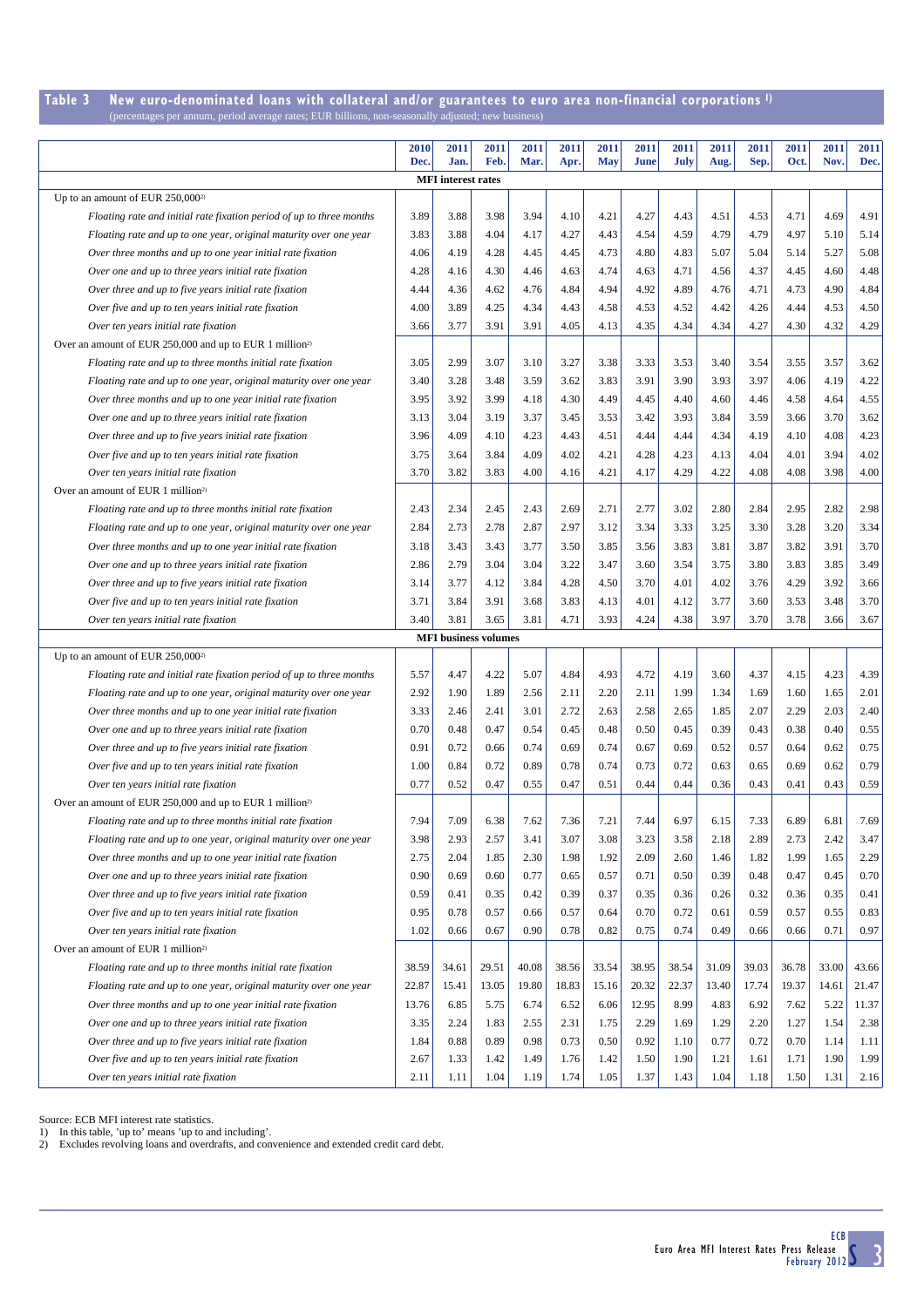## Table 3 New euro-denominated loans with collateral and/or guarantees to euro area non-financial corporations [1]

(percentages per annum, period average rates; EUR billions, non-seasonally adjusted; new business)

| | 2010 Dec. | 2011 Jan. | 2011 Feb. | 2011 Mar. | 2011 Apr. | 2011 May | 2011 June | 2011 July | 2011 Aug. | 2011 Sep. | 2011 Oct. | 2011 Nov. | 2011 Dec. |
|---|---|---|---|---|---|---|---|---|---|---|---|---|---|
| **MFI interest rates** | | | | | | | | | | | | | |
| Up to an amount of EUR 250,000[2] | | | | | | | | | | | | | |
| *Floating rate and initial rate fixation period of up to three months* | 3.89 | 3.88 | 3.98 | 3.94 | 4.10 | 4.21 | 4.27 | 4.43 | 4.51 | 4.53 | 4.71 | 4.69 | 4.91 |
| *Floating rate and up to one year, original maturity over one year* | 3.83 | 3.88 | 4.04 | 4.17 | 4.27 | 4.43 | 4.54 | 4.59 | 4.79 | 4.79 | 4.97 | 5.10 | 5.14 |
| *Over three months and up to one year initial rate fixation* | 4.06 | 4.19 | 4.28 | 4.45 | 4.45 | 4.73 | 4.80 | 4.83 | 5.07 | 5.04 | 5.14 | 5.27 | 5.08 |
| *Over one and up to three years initial rate fixation* | 4.28 | 4.16 | 4.30 | 4.46 | 4.63 | 4.74 | 4.63 | 4.71 | 4.56 | 4.37 | 4.45 | 4.60 | 4.48 |
| *Over three and up to five years initial rate fixation* | 4.44 | 4.36 | 4.62 | 4.76 | 4.84 | 4.94 | 4.92 | 4.89 | 4.76 | 4.71 | 4.73 | 4.90 | 4.84 |
| *Over five and up to ten years initial rate fixation* | 4.00 | 3.89 | 4.25 | 4.34 | 4.43 | 4.58 | 4.53 | 4.52 | 4.42 | 4.26 | 4.44 | 4.53 | 4.50 |
| *Over ten years initial rate fixation* | 3.66 | 3.77 | 3.91 | 3.91 | 4.05 | 4.13 | 4.35 | 4.34 | 4.34 | 4.27 | 4.30 | 4.32 | 4.29 |
| Over an amount of EUR 250,000 and up to EUR 1 million[2] | | | | | | | | | | | | | |
| *Floating rate and up to three months initial rate fixation* | 3.05 | 2.99 | 3.07 | 3.10 | 3.27 | 3.38 | 3.33 | 3.53 | 3.40 | 3.54 | 3.55 | 3.57 | 3.62 |
| *Floating rate and up to one year, original maturity over one year* | 3.40 | 3.28 | 3.48 | 3.59 | 3.62 | 3.83 | 3.91 | 3.90 | 3.93 | 3.97 | 4.06 | 4.19 | 4.22 |
| *Over three months and up to one year initial rate fixation* | 3.95 | 3.92 | 3.99 | 4.18 | 4.30 | 4.49 | 4.45 | 4.40 | 4.60 | 4.46 | 4.58 | 4.64 | 4.55 |
| *Over one and up to three years initial rate fixation* | 3.13 | 3.04 | 3.19 | 3.37 | 3.45 | 3.53 | 3.42 | 3.93 | 3.84 | 3.59 | 3.66 | 3.70 | 3.62 |
| *Over three and up to five years initial rate fixation* | 3.96 | 4.09 | 4.10 | 4.23 | 4.43 | 4.51 | 4.44 | 4.44 | 4.34 | 4.19 | 4.10 | 4.08 | 4.23 |
| *Over five and up to ten years initial rate fixation* | 3.75 | 3.64 | 3.84 | 4.09 | 4.02 | 4.21 | 4.28 | 4.23 | 4.13 | 4.04 | 4.01 | 3.94 | 4.02 |
| *Over ten years initial rate fixation* | 3.70 | 3.82 | 3.83 | 4.00 | 4.16 | 4.21 | 4.17 | 4.29 | 4.22 | 4.08 | 4.08 | 3.98 | 4.00 |
| Over an amount of EUR 1 million[2] | | | | | | | | | | | | | |
| *Floating rate and up to three months initial rate fixation* | 2.43 | 2.34 | 2.45 | 2.43 | 2.69 | 2.71 | 2.77 | 3.02 | 2.80 | 2.84 | 2.95 | 2.82 | 2.98 |
| *Floating rate and up to one year, original maturity over one year* | 2.84 | 2.73 | 2.78 | 2.87 | 2.97 | 3.12 | 3.34 | 3.33 | 3.25 | 3.30 | 3.28 | 3.20 | 3.34 |
| *Over three months and up to one year initial rate fixation* | 3.18 | 3.43 | 3.43 | 3.77 | 3.50 | 3.85 | 3.56 | 3.83 | 3.81 | 3.87 | 3.82 | 3.91 | 3.70 |
| *Over one and up to three years initial rate fixation* | 2.86 | 2.79 | 3.04 | 3.04 | 3.22 | 3.47 | 3.60 | 3.54 | 3.75 | 3.80 | 3.83 | 3.85 | 3.49 |
| *Over three and up to five years initial rate fixation* | 3.14 | 3.77 | 4.12 | 3.84 | 4.28 | 4.50 | 3.70 | 4.01 | 4.02 | 3.76 | 4.29 | 3.92 | 3.66 |
| *Over five and up to ten years initial rate fixation* | 3.71 | 3.84 | 3.91 | 3.68 | 3.83 | 4.13 | 4.01 | 4.12 | 3.77 | 3.60 | 3.53 | 3.48 | 3.70 |
| *Over ten years initial rate fixation* | 3.40 | 3.81 | 3.65 | 3.81 | 4.71 | 3.93 | 4.24 | 4.38 | 3.97 | 3.70 | 3.78 | 3.66 | 3.67 |
| **MFI business volumes** | | | | | | | | | | | | | |
| Up to an amount of EUR 250,000[2] | | | | | | | | | | | | | |
| *Floating rate and initial rate fixation period of up to three months* | 5.57 | 4.47 | 4.22 | 5.07 | 4.84 | 4.93 | 4.72 | 4.19 | 3.60 | 4.37 | 4.15 | 4.23 | 4.39 |
| *Floating rate and up to one year, original maturity over one year* | 2.92 | 1.90 | 1.89 | 2.56 | 2.11 | 2.20 | 2.11 | 1.99 | 1.34 | 1.69 | 1.60 | 1.65 | 2.01 |
| *Over three months and up to one year initial rate fixation* | 3.33 | 2.46 | 2.41 | 3.01 | 2.72 | 2.63 | 2.58 | 2.65 | 1.85 | 2.07 | 2.29 | 2.03 | 2.40 |
| *Over one and up to three years initial rate fixation* | 0.70 | 0.48 | 0.47 | 0.54 | 0.45 | 0.48 | 0.50 | 0.45 | 0.39 | 0.43 | 0.38 | 0.40 | 0.55 |
| *Over three and up to five years initial rate fixation* | 0.91 | 0.72 | 0.66 | 0.74 | 0.69 | 0.74 | 0.67 | 0.69 | 0.52 | 0.57 | 0.64 | 0.62 | 0.75 |
| *Over five and up to ten years initial rate fixation* | 1.00 | 0.84 | 0.72 | 0.89 | 0.78 | 0.74 | 0.73 | 0.72 | 0.63 | 0.65 | 0.69 | 0.62 | 0.79 |
| *Over ten years initial rate fixation* | 0.77 | 0.52 | 0.47 | 0.55 | 0.47 | 0.51 | 0.44 | 0.44 | 0.36 | 0.43 | 0.41 | 0.43 | 0.59 |
| Over an amount of EUR 250,000 and up to EUR 1 million[2] | | | | | | | | | | | | | |
| *Floating rate and up to three months initial rate fixation* | 7.94 | 7.09 | 6.38 | 7.62 | 7.36 | 7.21 | 7.44 | 6.97 | 6.15 | 7.33 | 6.89 | 6.81 | 7.69 |
| *Floating rate and up to one year, original maturity over one year* | 3.98 | 2.93 | 2.57 | 3.41 | 3.07 | 3.08 | 3.23 | 3.58 | 2.18 | 2.89 | 2.73 | 2.42 | 3.47 |
| *Over three months and up to one year initial rate fixation* | 2.75 | 2.04 | 1.85 | 2.30 | 1.98 | 1.92 | 2.09 | 2.60 | 1.46 | 1.82 | 1.99 | 1.65 | 2.29 |
| *Over one and up to three years initial rate fixation* | 0.90 | 0.69 | 0.60 | 0.77 | 0.65 | 0.57 | 0.71 | 0.50 | 0.39 | 0.48 | 0.47 | 0.45 | 0.70 |
| *Over three and up to five years initial rate fixation* | 0.59 | 0.41 | 0.35 | 0.42 | 0.39 | 0.37 | 0.35 | 0.36 | 0.26 | 0.32 | 0.36 | 0.35 | 0.41 |
| *Over five and up to ten years initial rate fixation* | 0.95 | 0.78 | 0.57 | 0.66 | 0.57 | 0.64 | 0.70 | 0.72 | 0.61 | 0.59 | 0.57 | 0.55 | 0.83 |
| *Over ten years initial rate fixation* | 1.02 | 0.66 | 0.67 | 0.90 | 0.78 | 0.82 | 0.75 | 0.74 | 0.49 | 0.66 | 0.66 | 0.71 | 0.97 |
| Over an amount of EUR 1 million[2] | | | | | | | | | | | | | |
| *Floating rate and up to three months initial rate fixation* | 38.59 | 34.61 | 29.51 | 40.08 | 38.56 | 33.54 | 38.95 | 38.54 | 31.09 | 39.03 | 36.78 | 33.00 | 43.66 |
| *Floating rate and up to one year, original maturity over one year* | 22.87 | 15.41 | 13.05 | 19.80 | 18.83 | 15.16 | 20.32 | 22.37 | 13.40 | 17.74 | 19.37 | 14.61 | 21.47 |
| *Over three months and up to one year initial rate fixation* | 13.76 | 6.85 | 5.75 | 6.74 | 6.52 | 6.06 | 12.95 | 8.99 | 4.83 | 6.92 | 7.62 | 5.22 | 11.37 |
| *Over one and up to three years initial rate fixation* | 3.35 | 2.24 | 1.83 | 2.55 | 2.31 | 1.75 | 2.29 | 1.69 | 1.29 | 2.20 | 1.27 | 1.54 | 2.38 |
| *Over three and up to five years initial rate fixation* | 1.84 | 0.88 | 0.89 | 0.98 | 0.73 | 0.50 | 0.92 | 1.10 | 0.77 | 0.72 | 0.70 | 1.14 | 1.11 |
| *Over five and up to ten years initial rate fixation* | 2.67 | 1.33 | 1.42 | 1.49 | 1.76 | 1.42 | 1.50 | 1.90 | 1.21 | 1.61 | 1.71 | 1.90 | 1.99 |
| *Over ten years initial rate fixation* | 2.11 | 1.11 | 1.04 | 1.19 | 1.74 | 1.05 | 1.37 | 1.43 | 1.04 | 1.18 | 1.50 | 1.31 | 2.16 |

Source: ECB MFI interest rate statistics.

1) In this table, 'up to' means 'up to and including'.

2) Excludes revolving loans and overdrafts, and convenience and extended credit card debt.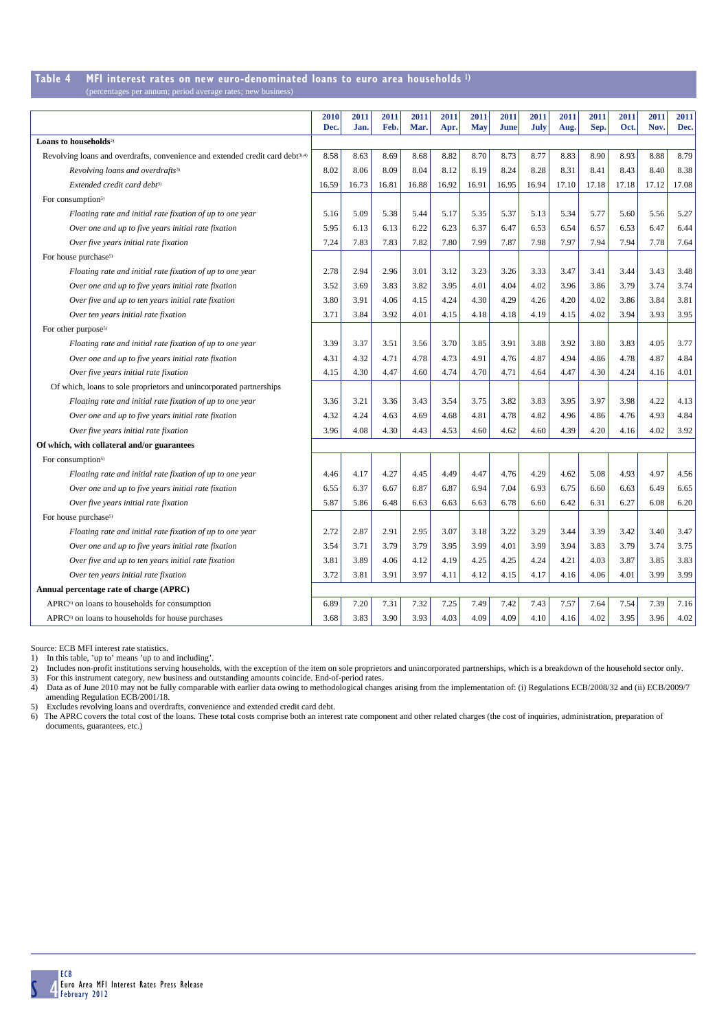## Table 4 MFI interest rates on new euro-denominated loans to euro area households [1]

(percentages per annum; period average rates; new business)

| | 2010 Dec. | 2011 Jan. | 2011 Feb. | 2011 Mar. | 2011 Apr. | 2011 May | 2011 June | 2011 July | 2011 Aug. | 2011 Sep. | 2011 Oct. | 2011 Nov. | 2011 Dec. |
|---|---|---|---|---|---|---|---|---|---|---|---|---|---|
| **Loans to households**[2] | | | | | | | | | | | | | |
| Revolving loans and overdrafts, convenience and extended credit card debt[3),4)] | 8.58 | 8.63 | 8.69 | 8.68 | 8.82 | 8.70 | 8.73 | 8.77 | 8.83 | 8.90 | 8.93 | 8.88 | 8.79 |
| *Revolving loans and overdrafts*[3] | 8.02 | 8.06 | 8.09 | 8.04 | 8.12 | 8.19 | 8.24 | 8.28 | 8.31 | 8.41 | 8.43 | 8.40 | 8.38 |
| *Extended credit card debt*[3] | 16.59 | 16.73 | 16.81 | 16.88 | 16.92 | 16.91 | 16.95 | 16.94 | 17.10 | 17.18 | 17.18 | 17.12 | 17.08 |
| For consumption[5] | | | | | | | | | | | | | |
| *Floating rate and initial rate fixation of up to one year* | 5.16 | 5.09 | 5.38 | 5.44 | 5.17 | 5.35 | 5.37 | 5.13 | 5.34 | 5.77 | 5.60 | 5.56 | 5.27 |
| *Over one and up to five years initial rate fixation* | 5.95 | 6.13 | 6.13 | 6.22 | 6.23 | 6.37 | 6.47 | 6.53 | 6.54 | 6.57 | 6.53 | 6.47 | 6.44 |
| *Over five years initial rate fixation* | 7.24 | 7.83 | 7.83 | 7.82 | 7.80 | 7.99 | 7.87 | 7.98 | 7.97 | 7.94 | 7.94 | 7.78 | 7.64 |
| For house purchase[5] | | | | | | | | | | | | | |
| *Floating rate and initial rate fixation of up to one year* | 2.78 | 2.94 | 2.96 | 3.01 | 3.12 | 3.23 | 3.26 | 3.33 | 3.47 | 3.41 | 3.44 | 3.43 | 3.48 |
| *Over one and up to five years initial rate fixation* | 3.52 | 3.69 | 3.83 | 3.82 | 3.95 | 4.01 | 4.04 | 4.02 | 3.96 | 3.86 | 3.79 | 3.74 | 3.74 |
| *Over five and up to ten years initial rate fixation* | 3.80 | 3.91 | 4.06 | 4.15 | 4.24 | 4.30 | 4.29 | 4.26 | 4.20 | 4.02 | 3.86 | 3.84 | 3.81 |
| *Over ten years initial rate fixation* | 3.71 | 3.84 | 3.92 | 4.01 | 4.15 | 4.18 | 4.18 | 4.19 | 4.15 | 4.02 | 3.94 | 3.93 | 3.95 |
| For other purpose[5] | | | | | | | | | | | | | |
| *Floating rate and initial rate fixation of up to one year* | 3.39 | 3.37 | 3.51 | 3.56 | 3.70 | 3.85 | 3.91 | 3.88 | 3.92 | 3.80 | 3.83 | 4.05 | 3.77 |
| *Over one and up to five years initial rate fixation* | 4.31 | 4.32 | 4.71 | 4.78 | 4.73 | 4.91 | 4.76 | 4.87 | 4.94 | 4.86 | 4.78 | 4.87 | 4.84 |
| *Over five years initial rate fixation* | 4.15 | 4.30 | 4.47 | 4.60 | 4.74 | 4.70 | 4.71 | 4.64 | 4.47 | 4.30 | 4.24 | 4.16 | 4.01 |
| Of which, loans to sole proprietors and unincorporated partnerships | | | | | | | | | | | | | |
| *Floating rate and initial rate fixation of up to one year* | 3.36 | 3.21 | 3.36 | 3.43 | 3.54 | 3.75 | 3.82 | 3.83 | 3.95 | 3.97 | 3.98 | 4.22 | 4.13 |
| *Over one and up to five years initial rate fixation* | 4.32 | 4.24 | 4.63 | 4.69 | 4.68 | 4.81 | 4.78 | 4.82 | 4.96 | 4.86 | 4.76 | 4.93 | 4.84 |
| *Over five years initial rate fixation* | 3.96 | 4.08 | 4.30 | 4.43 | 4.53 | 4.60 | 4.62 | 4.60 | 4.39 | 4.20 | 4.16 | 4.02 | 3.92 |
| **Of which, with collateral and/or guarantees** | | | | | | | | | | | | | |
| For consumption[5] | | | | | | | | | | | | | |
| *Floating rate and initial rate fixation of up to one year* | 4.46 | 4.17 | 4.27 | 4.45 | 4.49 | 4.47 | 4.76 | 4.29 | 4.62 | 5.08 | 4.93 | 4.97 | 4.56 |
| *Over one and up to five years initial rate fixation* | 6.55 | 6.37 | 6.67 | 6.87 | 6.87 | 6.94 | 7.04 | 6.93 | 6.75 | 6.60 | 6.63 | 6.49 | 6.65 |
| *Over five years initial rate fixation* | 5.87 | 5.86 | 6.48 | 6.63 | 6.63 | 6.63 | 6.78 | 6.60 | 6.42 | 6.31 | 6.27 | 6.08 | 6.20 |
| For house purchase[5] | | | | | | | | | | | | | |
| *Floating rate and initial rate fixation of up to one year* | 2.72 | 2.87 | 2.91 | 2.95 | 3.07 | 3.18 | 3.22 | 3.29 | 3.44 | 3.39 | 3.42 | 3.40 | 3.47 |
| *Over one and up to five years initial rate fixation* | 3.54 | 3.71 | 3.79 | 3.79 | 3.95 | 3.99 | 4.01 | 3.99 | 3.94 | 3.83 | 3.79 | 3.74 | 3.75 |
| *Over five and up to ten years initial rate fixation* | 3.81 | 3.89 | 4.06 | 4.12 | 4.19 | 4.25 | 4.25 | 4.24 | 4.21 | 4.03 | 3.87 | 3.85 | 3.83 |
| *Over ten years initial rate fixation* | 3.72 | 3.81 | 3.91 | 3.97 | 4.11 | 4.12 | 4.15 | 4.17 | 4.16 | 4.06 | 4.01 | 3.99 | 3.99 |
| **Annual percentage rate of charge (APRC)** | | | | | | | | | | | | | |
| APRC[6] on loans to households for consumption | 6.89 | 7.20 | 7.31 | 7.32 | 7.25 | 7.49 | 7.42 | 7.43 | 7.57 | 7.64 | 7.54 | 7.39 | 7.16 |
| APRC[6] on loans to households for house purchases | 3.68 | 3.83 | 3.90 | 3.93 | 4.03 | 4.09 | 4.09 | 4.10 | 4.16 | 4.02 | 3.95 | 3.96 | 4.02 |

Source: ECB MFI interest rate statistics.

1) In this table, 'up to' means 'up to and including'.

2) Includes non-profit institutions serving households, with the exception of the item on sole proprietors and unincorporated partnerships, which is a breakdown of the household sector only.

3) For this instrument category, new business and outstanding amounts coincide. End-of-period rates.

4) Data as of June 2010 may not be fully comparable with earlier data owing to methodological changes arising from the implementation of: (i) Regulations ECB/2008/32 and (ii) ECB/2009/7 amending Regulation ECB/2001/18.

5) Excludes revolving loans and overdrafts, convenience and extended credit card debt.

6) The APRC covers the total cost of the loans. These total costs comprise both an interest rate component and other related charges (the cost of inquiries, administration, preparation of documents, guarantees, etc.)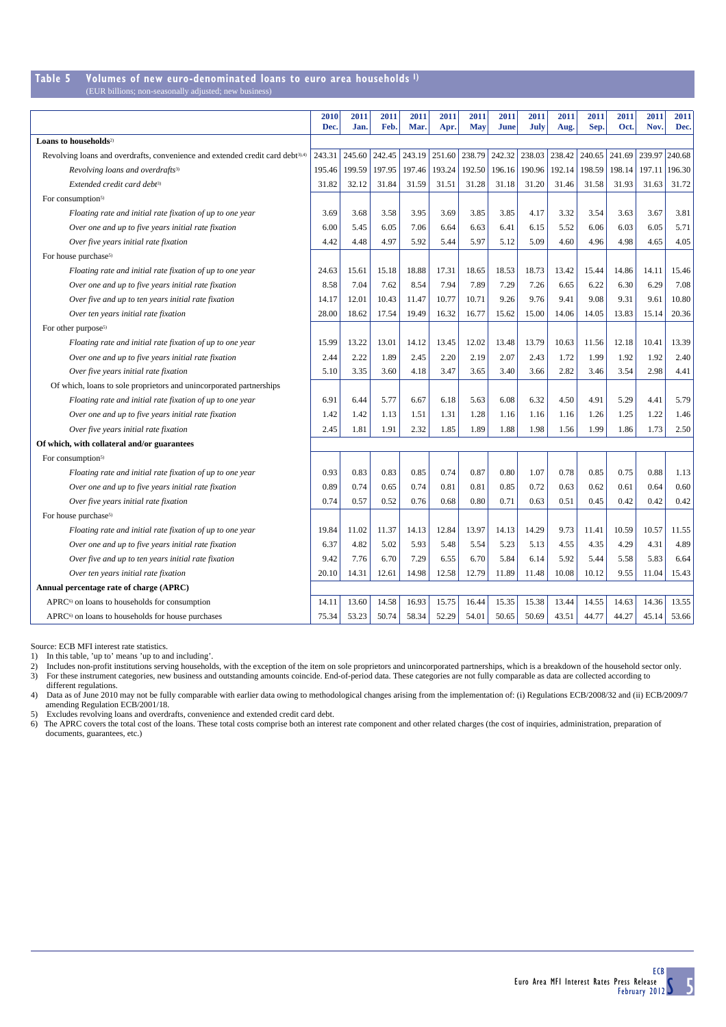## Table 5 Volumes of new euro-denominated loans to euro area households [1]

(EUR billions; non-seasonally adjusted; new business)

| | 2010 Dec. | 2011 Jan. | 2011 Feb. | 2011 Mar. | 2011 Apr. | 2011 May | 2011 June | 2011 July | 2011 Aug. | 2011 Sep. | 2011 Oct. | 2011 Nov. | 2011 Dec. |
|---|---|---|---|---|---|---|---|---|---|---|---|---|---|
| **Loans to households**[2] | | | | | | | | | | | | | |
| Revolving loans and overdrafts, convenience and extended credit card debt[3,4] | 243.31 | 245.60 | 242.45 | 243.19 | 251.60 | 238.79 | 242.32 | 238.03 | 238.42 | 240.65 | 241.69 | 239.97 | 240.68 |
| *Revolving loans and overdrafts*[3] | 195.46 | 199.59 | 197.95 | 197.46 | 193.24 | 192.50 | 196.16 | 190.96 | 192.14 | 198.59 | 198.14 | 197.11 | 196.30 |
| *Extended credit card debt*[3] | 31.82 | 32.12 | 31.84 | 31.59 | 31.51 | 31.28 | 31.18 | 31.20 | 31.46 | 31.58 | 31.93 | 31.63 | 31.72 |
| For consumption[5] | | | | | | | | | | | | | |
| *Floating rate and initial rate fixation of up to one year* | 3.69 | 3.68 | 3.58 | 3.95 | 3.69 | 3.85 | 3.85 | 4.17 | 3.32 | 3.54 | 3.63 | 3.67 | 3.81 |
| *Over one and up to five years initial rate fixation* | 6.00 | 5.45 | 6.05 | 7.06 | 6.64 | 6.63 | 6.41 | 6.15 | 5.52 | 6.06 | 6.03 | 6.05 | 5.71 |
| *Over five years initial rate fixation* | 4.42 | 4.48 | 4.97 | 5.92 | 5.44 | 5.97 | 5.12 | 5.09 | 4.60 | 4.96 | 4.98 | 4.65 | 4.05 |
| For house purchase[5] | | | | | | | | | | | | | |
| *Floating rate and initial rate fixation of up to one year* | 24.63 | 15.61 | 15.18 | 18.88 | 17.31 | 18.65 | 18.53 | 18.73 | 13.42 | 15.44 | 14.86 | 14.11 | 15.46 |
| *Over one and up to five years initial rate fixation* | 8.58 | 7.04 | 7.62 | 8.54 | 7.94 | 7.89 | 7.29 | 7.26 | 6.65 | 6.22 | 6.30 | 6.29 | 7.08 |
| *Over five and up to ten years initial rate fixation* | 14.17 | 12.01 | 10.43 | 11.47 | 10.77 | 10.71 | 9.26 | 9.76 | 9.41 | 9.08 | 9.31 | 9.61 | 10.80 |
| *Over ten years initial rate fixation* | 28.00 | 18.62 | 17.54 | 19.49 | 16.32 | 16.77 | 15.62 | 15.00 | 14.06 | 14.05 | 13.83 | 15.14 | 20.36 |
| For other purpose[5] | | | | | | | | | | | | | |
| *Floating rate and initial rate fixation of up to one year* | 15.99 | 13.22 | 13.01 | 14.12 | 13.45 | 12.02 | 13.48 | 13.79 | 10.63 | 11.56 | 12.18 | 10.41 | 13.39 |
| *Over one and up to five years initial rate fixation* | 2.44 | 2.22 | 1.89 | 2.45 | 2.20 | 2.19 | 2.07 | 2.43 | 1.72 | 1.99 | 1.92 | 1.92 | 2.40 |
| *Over five years initial rate fixation* | 5.10 | 3.35 | 3.60 | 4.18 | 3.47 | 3.65 | 3.40 | 3.66 | 2.82 | 3.46 | 3.54 | 2.98 | 4.41 |
| Of which, loans to sole proprietors and unincorporated partnerships | | | | | | | | | | | | | |
| *Floating rate and initial rate fixation of up to one year* | 6.91 | 6.44 | 5.77 | 6.67 | 6.18 | 5.63 | 6.08 | 6.32 | 4.50 | 4.91 | 5.29 | 4.41 | 5.79 |
| *Over one and up to five years initial rate fixation* | 1.42 | 1.42 | 1.13 | 1.51 | 1.31 | 1.28 | 1.16 | 1.16 | 1.16 | 1.26 | 1.25 | 1.22 | 1.46 |
| *Over five years initial rate fixation* | 2.45 | 1.81 | 1.91 | 2.32 | 1.85 | 1.89 | 1.88 | 1.98 | 1.56 | 1.99 | 1.86 | 1.73 | 2.50 |
| **Of which, with collateral and/or guarantees** | | | | | | | | | | | | | |
| For consumption[5] | | | | | | | | | | | | | |
| *Floating rate and initial rate fixation of up to one year* | 0.93 | 0.83 | 0.83 | 0.85 | 0.74 | 0.87 | 0.80 | 1.07 | 0.78 | 0.85 | 0.75 | 0.88 | 1.13 |
| *Over one and up to five years initial rate fixation* | 0.89 | 0.74 | 0.65 | 0.74 | 0.81 | 0.81 | 0.85 | 0.72 | 0.63 | 0.62 | 0.61 | 0.64 | 0.60 |
| *Over five years initial rate fixation* | 0.74 | 0.57 | 0.52 | 0.76 | 0.68 | 0.80 | 0.71 | 0.63 | 0.51 | 0.45 | 0.42 | 0.42 | 0.42 |
| For house purchase[5] | | | | | | | | | | | | | |
| *Floating rate and initial rate fixation of up to one year* | 19.84 | 11.02 | 11.37 | 14.13 | 12.84 | 13.97 | 14.13 | 14.29 | 9.73 | 11.41 | 10.59 | 10.57 | 11.55 |
| *Over one and up to five years initial rate fixation* | 6.37 | 4.82 | 5.02 | 5.93 | 5.48 | 5.54 | 5.23 | 5.13 | 4.55 | 4.35 | 4.29 | 4.31 | 4.89 |
| *Over five and up to ten years initial rate fixation* | 9.42 | 7.76 | 6.70 | 7.29 | 6.55 | 6.70 | 5.84 | 6.14 | 5.92 | 5.44 | 5.58 | 5.83 | 6.64 |
| *Over ten years initial rate fixation* | 20.10 | 14.31 | 12.61 | 14.98 | 12.58 | 12.79 | 11.89 | 11.48 | 10.08 | 10.12 | 9.55 | 11.04 | 15.43 |
| **Annual percentage rate of charge (APRC)** | | | | | | | | | | | | | |
| APRC[6] on loans to households for consumption | 14.11 | 13.60 | 14.58 | 16.93 | 15.75 | 16.44 | 15.35 | 15.38 | 13.44 | 14.55 | 14.63 | 14.36 | 13.55 |
| APRC[6] on loans to households for house purchases | 75.34 | 53.23 | 50.74 | 58.34 | 52.29 | 54.01 | 50.65 | 50.69 | 43.51 | 44.77 | 44.27 | 45.14 | 53.66 |

Source: ECB MFI interest rate statistics.

1) In this table, 'up to' means 'up to and including'.
2) Includes non-profit institutions serving households, with the exception of the item on sole proprietors and unincorporated partnerships, which is a breakdown of the household sector only.
3) For these instrument categories, new business and outstanding amounts coincide. End-of-period data. These categories are not fully comparable as data are collected according to different regulations.
4) Data as of June 2010 may not be fully comparable with earlier data owing to methodological changes arising from the implementation of: (i) Regulations ECB/2008/32 and (ii) ECB/2009/7 amending Regulation ECB/2001/18.
5) Excludes revolving loans and overdrafts, convenience and extended credit card debt.
6) The APRC covers the total cost of the loans. These total costs comprise both an interest rate component and other related charges (the cost of inquiries, administration, preparation of documents, guarantees, etc.)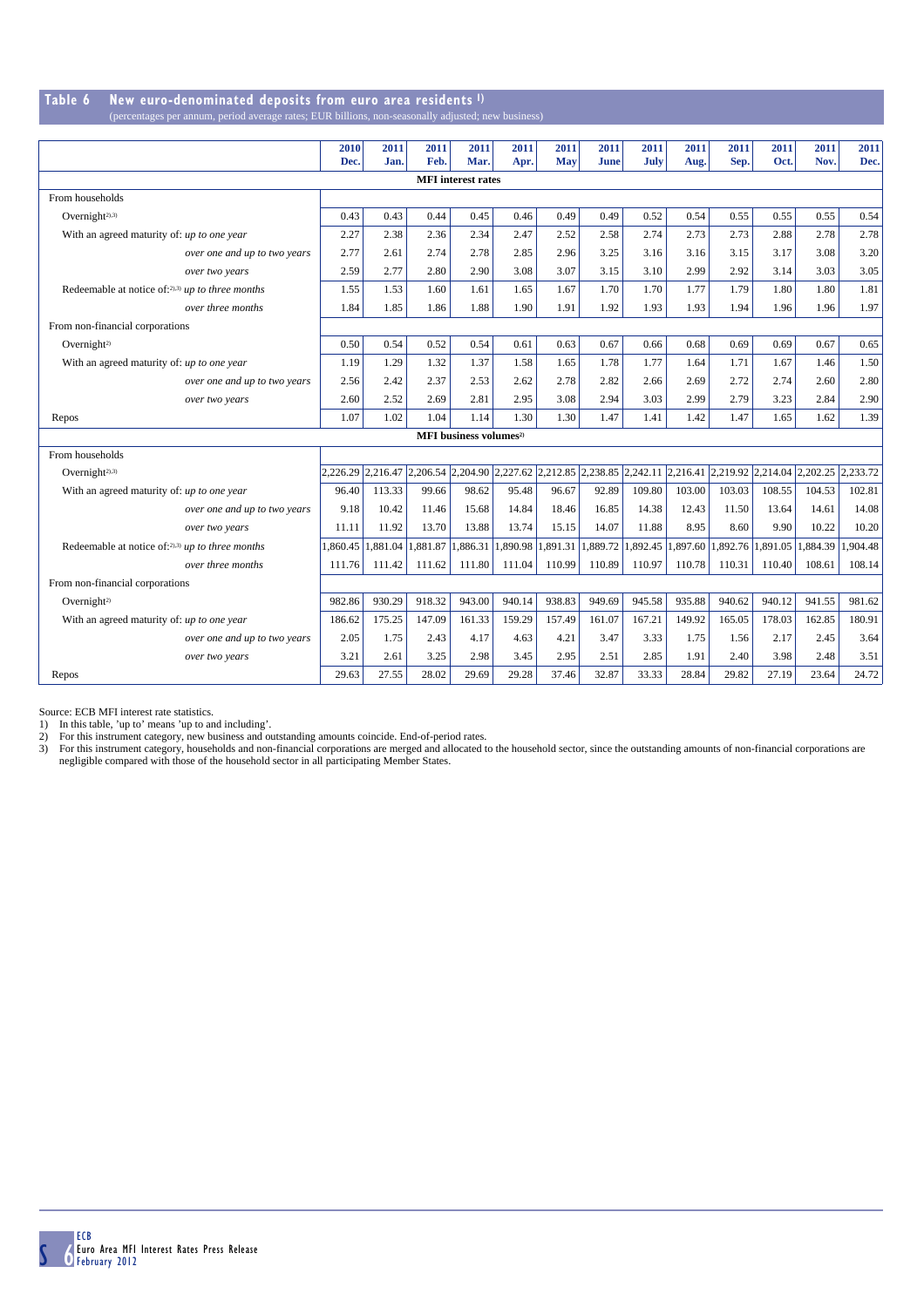## Table 6 New euro-denominated deposits from euro area residents [1)]

(percentages per annum, period average rates; EUR billions, non-seasonally adjusted; new business)

| | 2010 Dec. | 2011 Jan. | 2011 Feb. | 2011 Mar. | 2011 Apr. | 2011 May | 2011 June | 2011 July | 2011 Aug. | 2011 Sep. | 2011 Oct. | 2011 Nov. | 2011 Dec. |
|---|---|---|---|---|---|---|---|---|---|---|---|---|---|
| **MFI interest rates** | | | | | | | | | | | | | |
| From households | | | | | | | | | | | | | |
| Overnight[2),3)] | 0.43 | 0.43 | 0.44 | 0.45 | 0.46 | 0.49 | 0.49 | 0.52 | 0.54 | 0.55 | 0.55 | 0.55 | 0.54 |
| With an agreed maturity of: *up to one year* | 2.27 | 2.38 | 2.36 | 2.34 | 2.47 | 2.52 | 2.58 | 2.74 | 2.73 | 2.73 | 2.88 | 2.78 | 2.78 |
| *over one and up to two years* | 2.77 | 2.61 | 2.74 | 2.78 | 2.85 | 2.96 | 3.25 | 3.16 | 3.16 | 3.15 | 3.17 | 3.08 | 3.20 |
| *over two years* | 2.59 | 2.77 | 2.80 | 2.90 | 3.08 | 3.07 | 3.15 | 3.10 | 2.99 | 2.92 | 3.14 | 3.03 | 3.05 |
| Redeemable at notice of:[2),3)] *up to three months* | 1.55 | 1.53 | 1.60 | 1.61 | 1.65 | 1.67 | 1.70 | 1.70 | 1.77 | 1.79 | 1.80 | 1.80 | 1.81 |
| *over three months* | 1.84 | 1.85 | 1.86 | 1.88 | 1.90 | 1.91 | 1.92 | 1.93 | 1.93 | 1.94 | 1.96 | 1.96 | 1.97 |
| From non-financial corporations | | | | | | | | | | | | | |
| Overnight[2)] | 0.50 | 0.54 | 0.52 | 0.54 | 0.61 | 0.63 | 0.67 | 0.66 | 0.68 | 0.69 | 0.69 | 0.67 | 0.65 |
| With an agreed maturity of: *up to one year* | 1.19 | 1.29 | 1.32 | 1.37 | 1.58 | 1.65 | 1.78 | 1.77 | 1.64 | 1.71 | 1.67 | 1.46 | 1.50 |
| *over one and up to two years* | 2.56 | 2.42 | 2.37 | 2.53 | 2.62 | 2.78 | 2.82 | 2.66 | 2.69 | 2.72 | 2.74 | 2.60 | 2.80 |
| *over two years* | 2.60 | 2.52 | 2.69 | 2.81 | 2.95 | 3.08 | 2.94 | 3.03 | 2.99 | 2.79 | 3.23 | 2.84 | 2.90 |
| Repos | 1.07 | 1.02 | 1.04 | 1.14 | 1.30 | 1.30 | 1.47 | 1.41 | 1.42 | 1.47 | 1.65 | 1.62 | 1.39 |
| **MFI business volumes[2)]** | | | | | | | | | | | | | |
| From households | | | | | | | | | | | | | |
| Overnight[2),3)] | 2,226.29 | 2,216.47 | 2,206.54 | 2,204.90 | 2,227.62 | 2,212.85 | 2,238.85 | 2,242.11 | 2,216.41 | 2,219.92 | 2,214.04 | 2,202.25 | 2,233.72 |
| With an agreed maturity of: *up to one year* | 96.40 | 113.33 | 99.66 | 98.62 | 95.48 | 96.67 | 92.89 | 109.80 | 103.00 | 103.03 | 108.55 | 104.53 | 102.81 |
| *over one and up to two years* | 9.18 | 10.42 | 11.46 | 15.68 | 14.84 | 18.46 | 16.85 | 14.38 | 12.43 | 11.50 | 13.64 | 14.61 | 14.08 |
| *over two years* | 11.11 | 11.92 | 13.70 | 13.88 | 13.74 | 15.15 | 14.07 | 11.88 | 8.95 | 8.60 | 9.90 | 10.22 | 10.20 |
| Redeemable at notice of:[2),3)] *up to three months* | 1,860.45 | 1,881.04 | 1,881.87 | 1,886.31 | 1,890.98 | 1,891.31 | 1,889.72 | 1,892.45 | 1,897.60 | 1,892.76 | 1,891.05 | 1,884.39 | 1,904.48 |
| *over three months* | 111.76 | 111.42 | 111.62 | 111.80 | 111.04 | 110.99 | 110.89 | 110.97 | 110.78 | 110.31 | 110.40 | 108.61 | 108.14 |
| From non-financial corporations | | | | | | | | | | | | | |
| Overnight[2)] | 982.86 | 930.29 | 918.32 | 943.00 | 940.14 | 938.83 | 949.69 | 945.58 | 935.88 | 940.62 | 940.12 | 941.55 | 981.62 |
| With an agreed maturity of: *up to one year* | 186.62 | 175.25 | 147.09 | 161.33 | 159.29 | 157.49 | 161.07 | 167.21 | 149.92 | 165.05 | 178.03 | 162.85 | 180.91 |
| *over one and up to two years* | 2.05 | 1.75 | 2.43 | 4.17 | 4.63 | 4.21 | 3.47 | 3.33 | 1.75 | 1.56 | 2.17 | 2.45 | 3.64 |
| *over two years* | 3.21 | 2.61 | 3.25 | 2.98 | 3.45 | 2.95 | 2.51 | 2.85 | 1.91 | 2.40 | 3.98 | 2.48 | 3.51 |
| Repos | 29.63 | 27.55 | 28.02 | 29.69 | 29.28 | 37.46 | 32.87 | 33.33 | 28.84 | 29.82 | 27.19 | 23.64 | 24.72 |

Source: ECB MFI interest rate statistics.

1) In this table, 'up to' means 'up to and including'.

2) For this instrument category, new business and outstanding amounts coincide. End-of-period rates.

3) For this instrument category, households and non-financial corporations are merged and allocated to the household sector, since the outstanding amounts of non-financial corporations are negligible compared with those of the household sector in all participating Member States.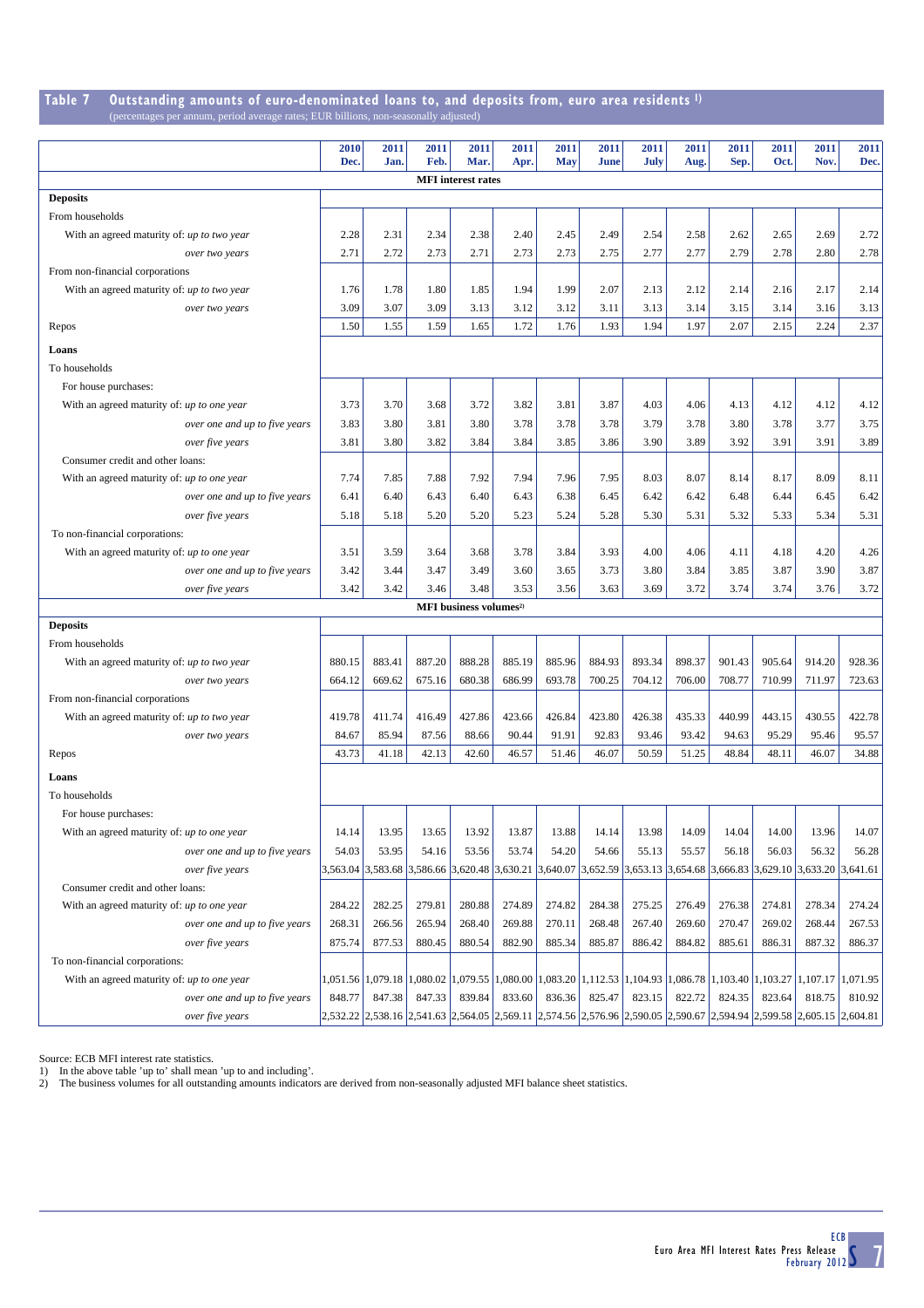## Table 7 Outstanding amounts of euro-denominated loans to, and deposits from, euro area residents [1)]

(percentages per annum, period average rates; EUR billions, non-seasonally adjusted)

| | 2010 Dec. | 2011 Jan. | 2011 Feb. | 2011 Mar. | 2011 Apr. | 2011 May | 2011 June | 2011 July | 2011 Aug. | 2011 Sep. | 2011 Oct. | 2011 Nov. | 2011 Dec. |
|---|---|---|---|---|---|---|---|---|---|---|---|---|---|
| **MFI interest rates** | | | | | | | | | | | | | |
| **Deposits** | | | | | | | | | | | | | |
| From households | | | | | | | | | | | | | |
| With an agreed maturity of: *up to two year* | 2.28 | 2.31 | 2.34 | 2.38 | 2.40 | 2.45 | 2.49 | 2.54 | 2.58 | 2.62 | 2.65 | 2.69 | 2.72 |
| *over two years* | 2.71 | 2.72 | 2.73 | 2.71 | 2.73 | 2.73 | 2.75 | 2.77 | 2.77 | 2.79 | 2.78 | 2.80 | 2.78 |
| From non-financial corporations | | | | | | | | | | | | | |
| With an agreed maturity of: *up to two year* | 1.76 | 1.78 | 1.80 | 1.85 | 1.94 | 1.99 | 2.07 | 2.13 | 2.12 | 2.14 | 2.16 | 2.17 | 2.14 |
| *over two years* | 3.09 | 3.07 | 3.09 | 3.13 | 3.12 | 3.12 | 3.11 | 3.13 | 3.14 | 3.15 | 3.14 | 3.16 | 3.13 |
| Repos | 1.50 | 1.55 | 1.59 | 1.65 | 1.72 | 1.76 | 1.93 | 1.94 | 1.97 | 2.07 | 2.15 | 2.24 | 2.37 |
| **Loans** | | | | | | | | | | | | | |
| To households | | | | | | | | | | | | | |
| For house purchases: | | | | | | | | | | | | | |
| With an agreed maturity of: *up to one year* | 3.73 | 3.70 | 3.68 | 3.72 | 3.82 | 3.81 | 3.87 | 4.03 | 4.06 | 4.13 | 4.12 | 4.12 | 4.12 |
| *over one and up to five years* | 3.83 | 3.80 | 3.81 | 3.80 | 3.78 | 3.78 | 3.78 | 3.79 | 3.78 | 3.80 | 3.78 | 3.77 | 3.75 |
| *over five years* | 3.81 | 3.80 | 3.82 | 3.84 | 3.84 | 3.85 | 3.86 | 3.90 | 3.89 | 3.92 | 3.91 | 3.91 | 3.89 |
| Consumer credit and other loans: | | | | | | | | | | | | | |
| With an agreed maturity of: *up to one year* | 7.74 | 7.85 | 7.88 | 7.92 | 7.94 | 7.96 | 7.95 | 8.03 | 8.07 | 8.14 | 8.17 | 8.09 | 8.11 |
| *over one and up to five years* | 6.41 | 6.40 | 6.43 | 6.40 | 6.43 | 6.38 | 6.45 | 6.42 | 6.42 | 6.48 | 6.44 | 6.45 | 6.42 |
| *over five years* | 5.18 | 5.18 | 5.20 | 5.20 | 5.23 | 5.24 | 5.28 | 5.30 | 5.31 | 5.32 | 5.33 | 5.34 | 5.31 |
| To non-financial corporations: | | | | | | | | | | | | | |
| With an agreed maturity of: *up to one year* | 3.51 | 3.59 | 3.64 | 3.68 | 3.78 | 3.84 | 3.93 | 4.00 | 4.06 | 4.11 | 4.18 | 4.20 | 4.26 |
| *over one and up to five years* | 3.42 | 3.44 | 3.47 | 3.49 | 3.60 | 3.65 | 3.73 | 3.80 | 3.84 | 3.85 | 3.87 | 3.90 | 3.87 |
| *over five years* | 3.42 | 3.42 | 3.46 | 3.48 | 3.53 | 3.56 | 3.63 | 3.69 | 3.72 | 3.74 | 3.74 | 3.76 | 3.72 |
| **MFI business volumes[2)]** | | | | | | | | | | | | | |
| **Deposits** | | | | | | | | | | | | | |
| From households | | | | | | | | | | | | | |
| With an agreed maturity of: *up to two year* | 880.15 | 883.41 | 887.20 | 888.28 | 885.19 | 885.96 | 884.93 | 893.34 | 898.37 | 901.43 | 905.64 | 914.20 | 928.36 |
| *over two years* | 664.12 | 669.62 | 675.16 | 680.38 | 686.99 | 693.78 | 700.25 | 704.12 | 706.00 | 708.77 | 710.99 | 711.97 | 723.63 |
| From non-financial corporations | | | | | | | | | | | | | |
| With an agreed maturity of: *up to two year* | 419.78 | 411.74 | 416.49 | 427.86 | 423.66 | 426.84 | 423.80 | 426.38 | 435.33 | 440.99 | 443.15 | 430.55 | 422.78 |
| *over two years* | 84.67 | 85.94 | 87.56 | 88.66 | 90.44 | 91.91 | 92.83 | 93.46 | 93.42 | 94.63 | 95.29 | 95.46 | 95.57 |
| Repos | 43.73 | 41.18 | 42.13 | 42.60 | 46.57 | 51.46 | 46.07 | 50.59 | 51.25 | 48.84 | 48.11 | 46.07 | 34.88 |
| **Loans** | | | | | | | | | | | | | |
| To households | | | | | | | | | | | | | |
| For house purchases: | | | | | | | | | | | | | |
| With an agreed maturity of: *up to one year* | 14.14 | 13.95 | 13.65 | 13.92 | 13.87 | 13.88 | 14.14 | 13.98 | 14.09 | 14.04 | 14.00 | 13.96 | 14.07 |
| *over one and up to five years* | 54.03 | 53.95 | 54.16 | 53.56 | 53.74 | 54.20 | 54.66 | 55.13 | 55.57 | 56.18 | 56.03 | 56.32 | 56.28 |
| *over five years* | 3,563.04 | 3,583.68 | 3,586.66 | 3,620.48 | 3,630.21 | 3,640.07 | 3,652.59 | 3,653.13 | 3,654.68 | 3,666.83 | 3,629.10 | 3,633.20 | 3,641.61 |
| Consumer credit and other loans: | | | | | | | | | | | | | |
| With an agreed maturity of: *up to one year* | 284.22 | 282.25 | 279.81 | 280.88 | 274.89 | 274.82 | 284.38 | 275.25 | 276.49 | 276.38 | 274.81 | 278.34 | 274.24 |
| *over one and up to five years* | 268.31 | 266.56 | 265.94 | 268.40 | 269.88 | 270.11 | 268.48 | 267.40 | 269.60 | 270.47 | 269.02 | 268.44 | 267.53 |
| *over five years* | 875.74 | 877.53 | 880.45 | 880.54 | 882.90 | 885.34 | 885.87 | 886.42 | 884.82 | 885.61 | 886.31 | 887.32 | 886.37 |
| To non-financial corporations: | | | | | | | | | | | | | |
| With an agreed maturity of: *up to one year* | 1,051.56 | 1,079.18 | 1,080.02 | 1,079.55 | 1,080.00 | 1,083.20 | 1,112.53 | 1,104.93 | 1,086.78 | 1,103.40 | 1,103.27 | 1,107.17 | 1,071.95 |
| *over one and up to five years* | 848.77 | 847.38 | 847.33 | 839.84 | 833.60 | 836.36 | 825.47 | 823.15 | 822.72 | 824.35 | 823.64 | 818.75 | 810.92 |
| *over five years* | 2,532.22 | 2,538.16 | 2,541.63 | 2,564.05 | 2,569.11 | 2,574.56 | 2,576.96 | 2,590.05 | 2,590.67 | 2,594.94 | 2,599.58 | 2,605.15 | 2,604.81 |

Source: ECB MFI interest rate statistics.

1) In the above table 'up to' shall mean 'up to and including'.

2) The business volumes for all outstanding amounts indicators are derived from non-seasonally adjusted MFI balance sheet statistics.